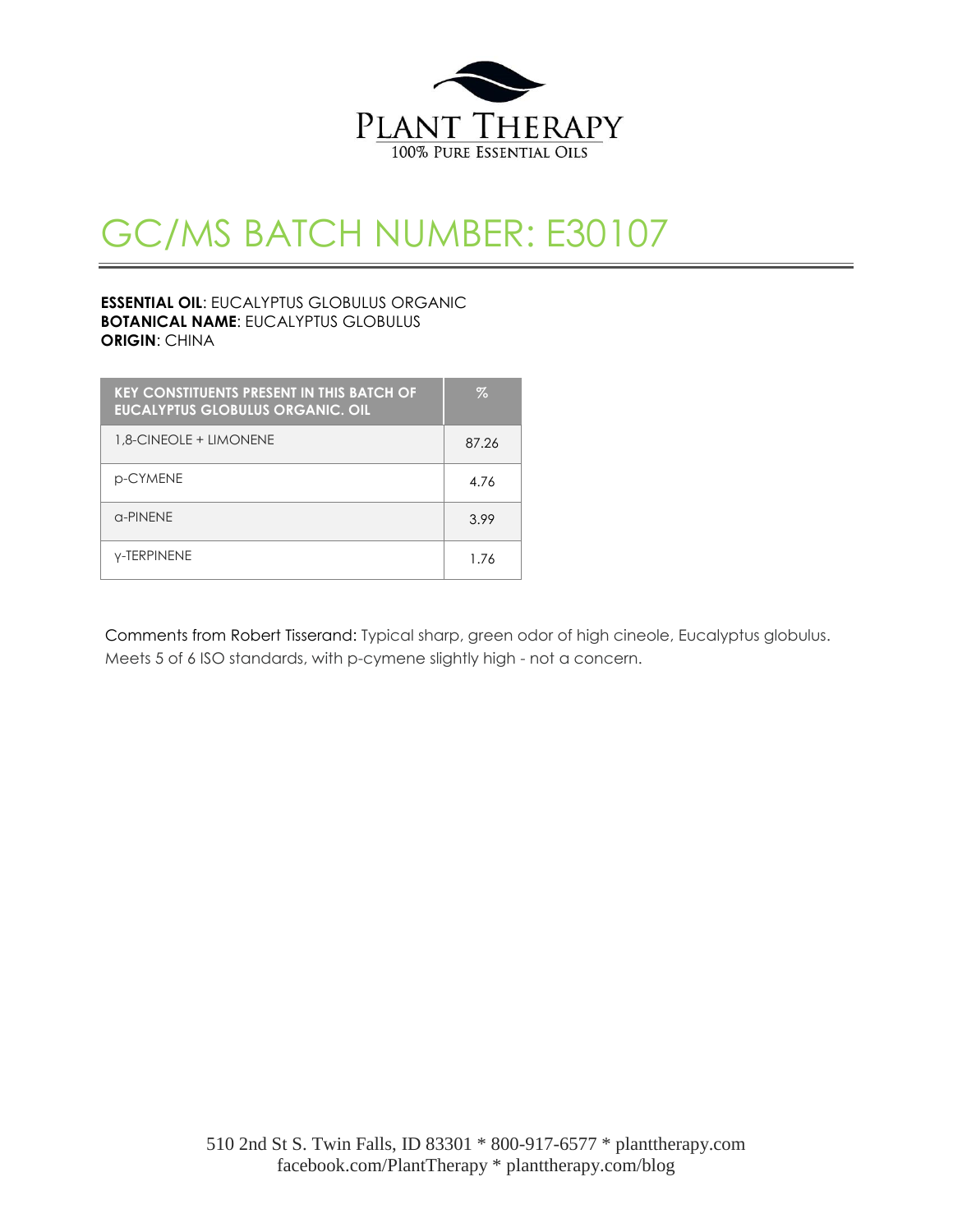PLANT THERAPY
100% PURE ESSENTIAL OILS

# GC/MS BATCH NUMBER: E30107

**ESSENTIAL OIL**: EUCALYPTUS GLOBULUS ORGANIC
**BOTANICAL NAME**: EUCALYPTUS GLOBULUS
**ORIGIN**: CHINA

| KEY CONSTITUENTS PRESENT IN THIS BATCH OF EUCALYPTUS GLOBULUS ORGANIC. OIL | % |
|---|---|
| 1,8-CINEOLE + LIMONENE | 87.26 |
| p-CYMENE | 4.76 |
| α-PINENE | 3.99 |
| γ-TERPINENE | 1.76 |

Comments from Robert Tisserand: Typical sharp, green odor of high cineole, Eucalyptus globulus. Meets 5 of 6 ISO standards, with p-cymene slightly high - not a concern.

510 2nd St S. Twin Falls, ID 83301 * 800-917-6577 * planttherapy.com
facebook.com/PlantTherapy * planttherapy.com/blog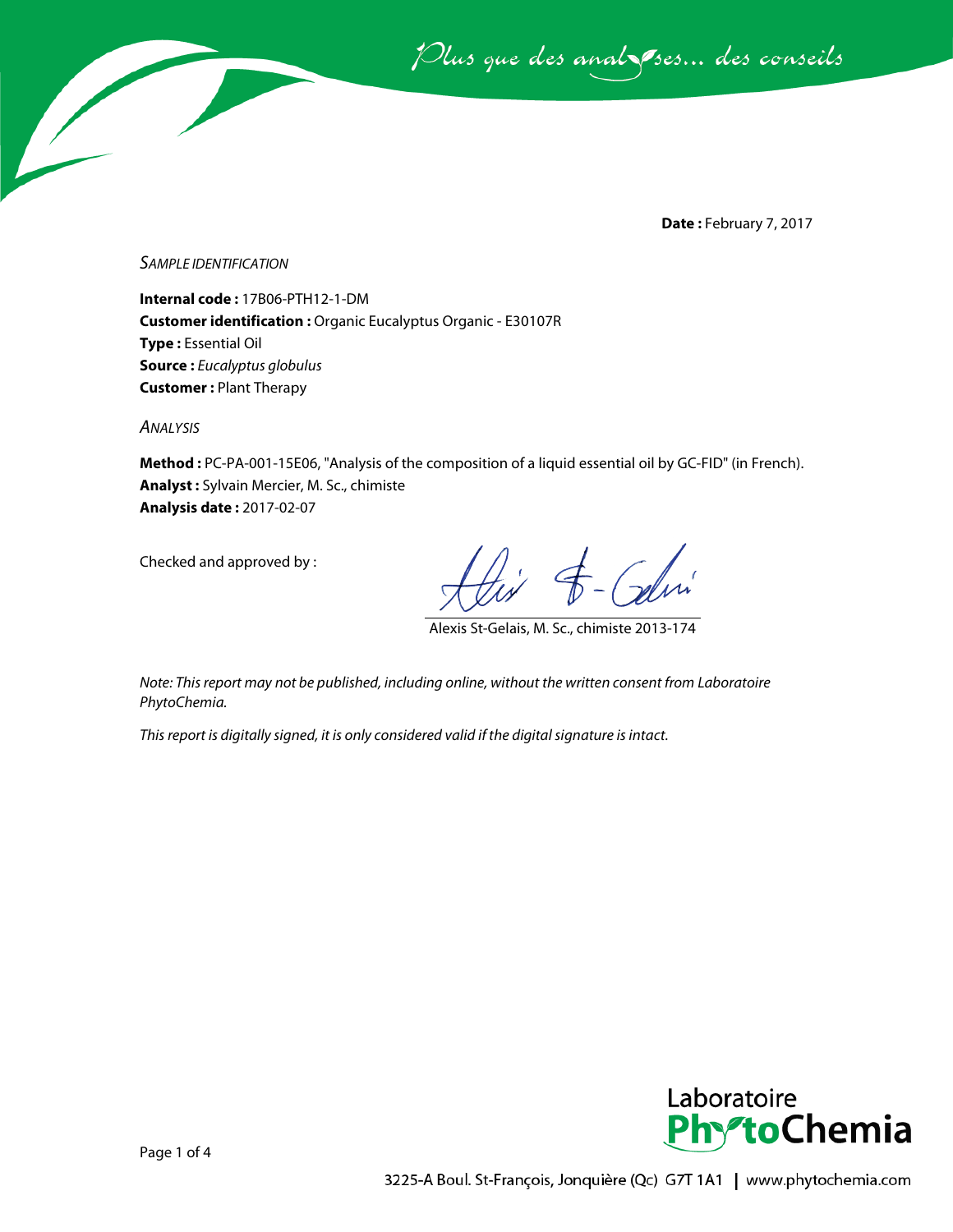**Date :** February 7, 2017

*SAMPLE IDENTIFICATION*

**Internal code :** 17B06-PTH12-1-DM
**Customer identification :** Organic Eucalyptus Organic - E30107R
**Type :** Essential Oil
**Source :** *Eucalyptus globulus*
**Customer :** Plant Therapy

*ANALYSIS*

**Method :** PC-PA-001-15E06, "Analysis of the composition of a liquid essential oil by GC-FID" (in French).
**Analyst :** Sylvain Mercier, M. Sc., chimiste
**Analysis date :** 2017-02-07

Checked and approved by :

Alexis St-Gelais, M. Sc., chimiste 2013-174

*Note: This report may not be published, including online, without the written consent from Laboratoire PhytoChemia.*

*This report is digitally signed, it is only considered valid if the digital signature is intact.*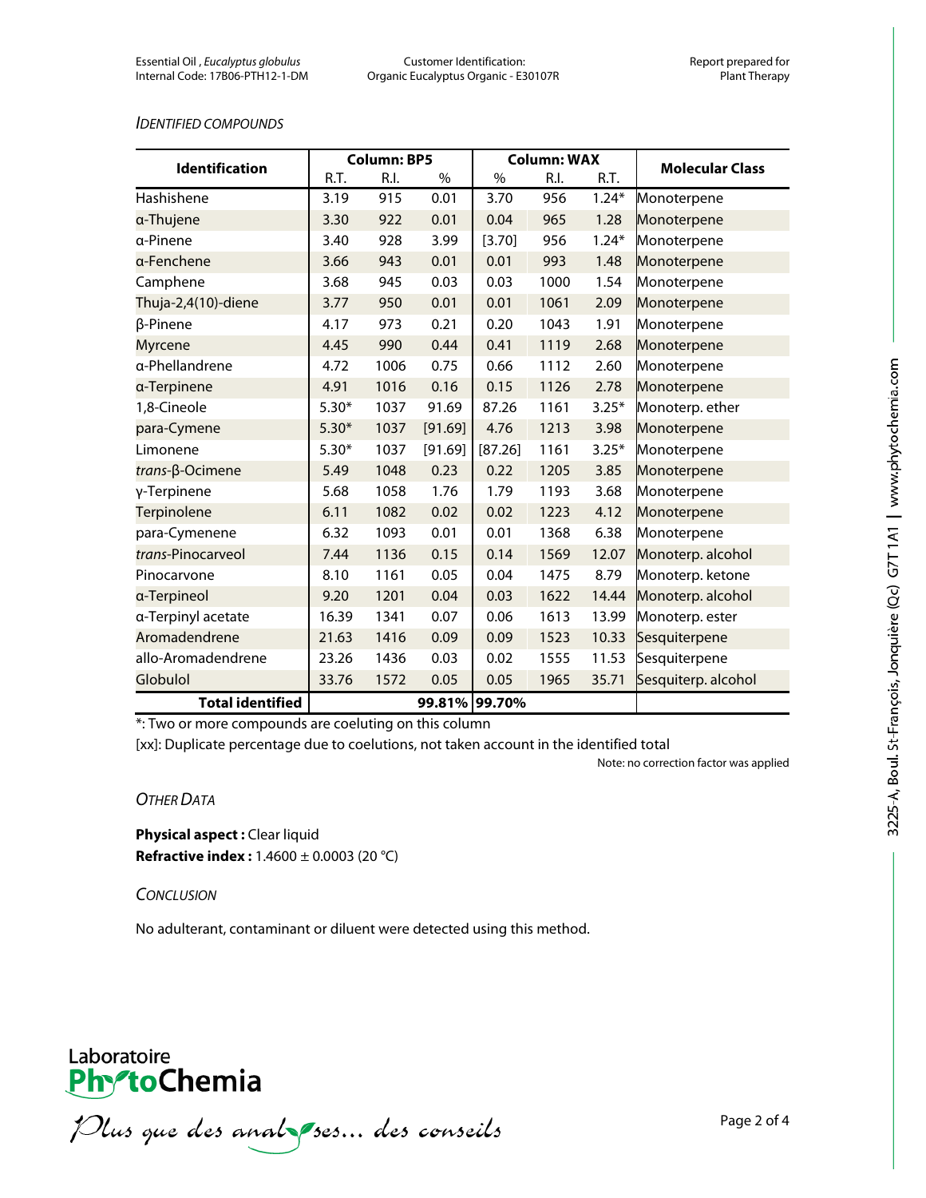## IDENTIFIED COMPOUNDS

| Identification | Column: BP5 | | | Column: WAX | | | Molecular Class |
|---|---|---|---|---|---|---|---|
| | R.T. | R.I. | % | % | R.I. | R.T. | |
| Hashishene | 3.19 | 915 | 0.01 | 3.70 | 956 | 1.24* | Monoterpene |
| α-Thujene | 3.30 | 922 | 0.01 | 0.04 | 965 | 1.28 | Monoterpene |
| α-Pinene | 3.40 | 928 | 3.99 | [3.70] | 956 | 1.24* | Monoterpene |
| α-Fenchene | 3.66 | 943 | 0.01 | 0.01 | 993 | 1.48 | Monoterpene |
| Camphene | 3.68 | 945 | 0.03 | 0.03 | 1000 | 1.54 | Monoterpene |
| Thuja-2,4(10)-diene | 3.77 | 950 | 0.01 | 0.01 | 1061 | 2.09 | Monoterpene |
| β-Pinene | 4.17 | 973 | 0.21 | 0.20 | 1043 | 1.91 | Monoterpene |
| Myrcene | 4.45 | 990 | 0.44 | 0.41 | 1119 | 2.68 | Monoterpene |
| α-Phellandrene | 4.72 | 1006 | 0.75 | 0.66 | 1112 | 2.60 | Monoterpene |
| α-Terpinene | 4.91 | 1016 | 0.16 | 0.15 | 1126 | 2.78 | Monoterpene |
| 1,8-Cineole | 5.30* | 1037 | 91.69 | 87.26 | 1161 | 3.25* | Monoterp. ether |
| para-Cymene | 5.30* | 1037 | [91.69] | 4.76 | 1213 | 3.98 | Monoterpene |
| Limonene | 5.30* | 1037 | [91.69] | [87.26] | 1161 | 3.25* | Monoterpene |
| *trans*-β-Ocimene | 5.49 | 1048 | 0.23 | 0.22 | 1205 | 3.85 | Monoterpene |
| γ-Terpinene | 5.68 | 1058 | 1.76 | 1.79 | 1193 | 3.68 | Monoterpene |
| Terpinolene | 6.11 | 1082 | 0.02 | 0.02 | 1223 | 4.12 | Monoterpene |
| para-Cymenene | 6.32 | 1093 | 0.01 | 0.01 | 1368 | 6.38 | Monoterpene |
| *trans*-Pinocarveol | 7.44 | 1136 | 0.15 | 0.14 | 1569 | 12.07 | Monoterp. alcohol |
| Pinocarvone | 8.10 | 1161 | 0.05 | 0.04 | 1475 | 8.79 | Monoterp. ketone |
| α-Terpineol | 9.20 | 1201 | 0.04 | 0.03 | 1622 | 14.44 | Monoterp. alcohol |
| α-Terpinyl acetate | 16.39 | 1341 | 0.07 | 0.06 | 1613 | 13.99 | Monoterp. ester |
| Aromadendrene | 21.63 | 1416 | 0.09 | 0.09 | 1523 | 10.33 | Sesquiterpene |
| allo-Aromadendrene | 23.26 | 1436 | 0.03 | 0.02 | 1555 | 11.53 | Sesquiterpene |
| Globulol | 33.76 | 1572 | 0.05 | 0.05 | 1965 | 35.71 | Sesquiterp. alcohol |
| **Total identified** | | | **99.81%** | **99.70%** | | | |

*: Two or more compounds are coeluting on this column

[xx]: Duplicate percentage due to coelutions, not taken account in the identified total

Note: no correction factor was applied

## OTHER DATA

**Physical aspect :** Clear liquid

**Refractive index :** 1.4600 ± 0.0003 (20 °C)

## CONCLUSION

No adulterant, contaminant or diluent were detected using this method.

Laboratoire PhytoChemia

*Plus que des analyses... des conseils*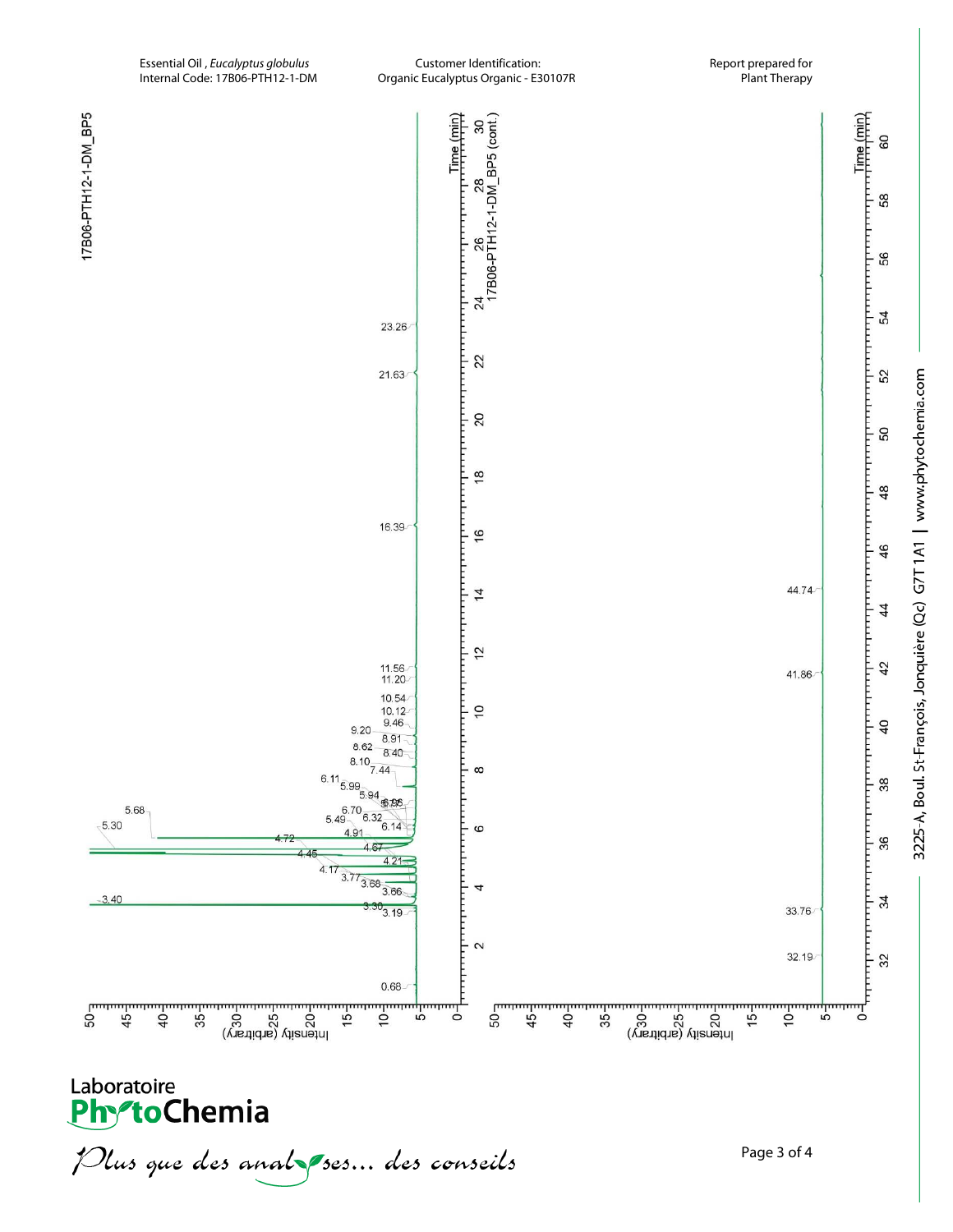Essential Oil , *Eucalyptus globulus*
Internal Code: 17B06-PTH12-1-DM

Customer Identification:
Organic Eucalyptus Organic - E30107R

Report prepared for
Plant Therapy

17B06-PTH12-1-DM_BP5

17B06-PTH12-1-DM_BP5 (cont.)

Time (min)

Intensity (arbitrary)

0.68, 3.19, 3.30, 3.40, 3.66, 3.68, 3.77, 4.17, 4.21, 4.45, 4.67, 4.72, 4.91, 5.30, 5.49, 5.68, 5.94, 5.95, 5.99, 6.11, 6.14, 6.32, 6.70, 7.44, 8.10, 8.40, 8.62, 8.91, 9.20, 9.46, 10.12, 10.54, 11.20, 11.56, 16.39, 21.63, 23.26

32.19, 33.76, 41.86, 44.74

**Laboratoire PhytoChemia**

*Plus que des analyses... des conseils*

3225-A, Boul. St-François, Jonquière (Qc) G7T 1A1 | www.phytochemia.com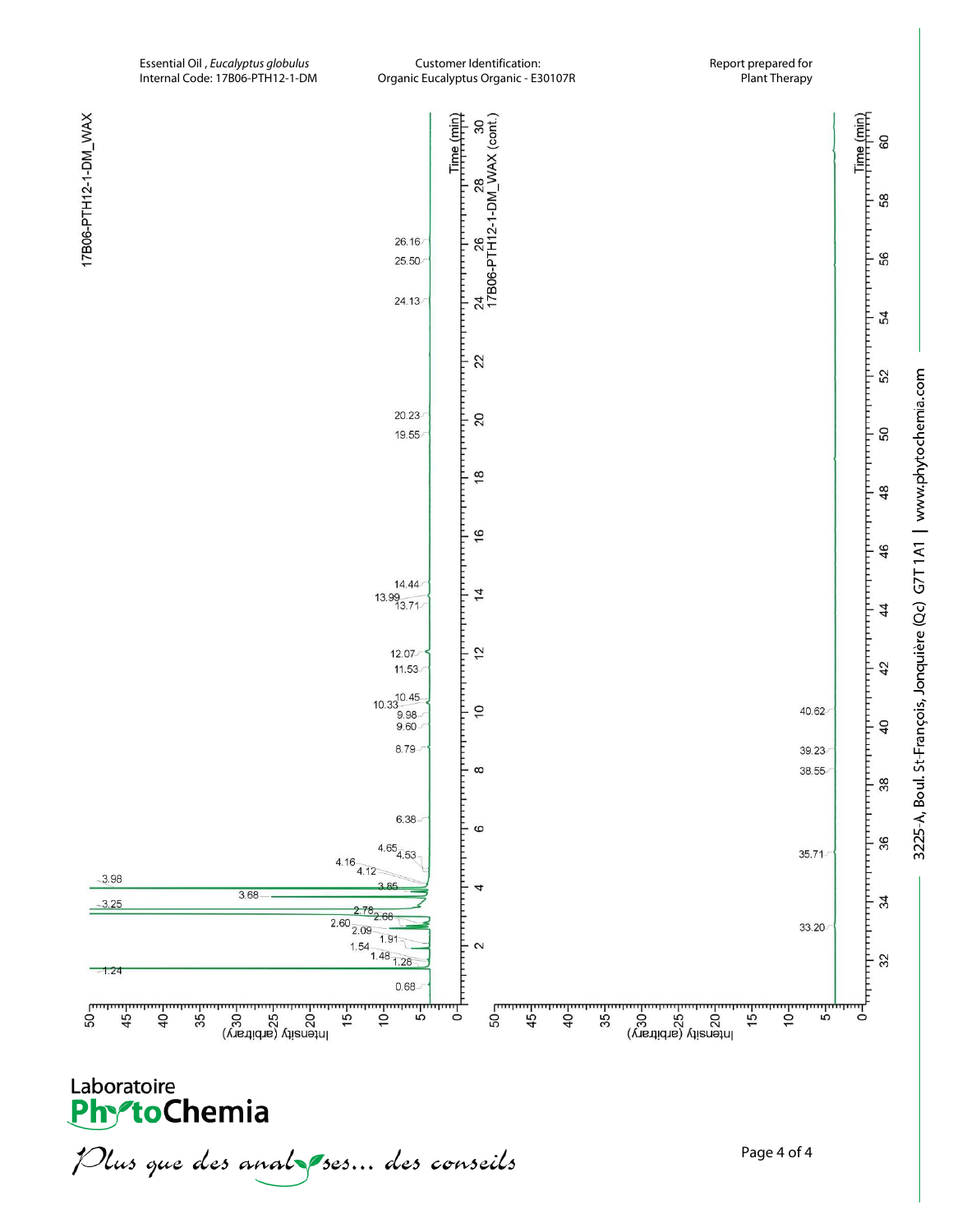Essential Oil , *Eucalyptus globulus*
Internal Code: 17B06-PTH12-1-DM

Customer Identification:
Organic Eucalyptus Organic - E30107R

Report prepared for
Plant Therapy

17B06-PTH12-1-DM_WAX

Time (min)

26.16
25.50
24.13
20.23
19.55
14.44
13.99
13.71
12.07
11.53
10.45
10.33
9.98
9.60
8.79
6.38
4.65
4.53
4.16
4.12
3.98
3.85
3.68
3.25
2.78
2.68
2.60
2.09
1.91
1.54
1.48
1.28
1.24
0.68

30 28 26 24 22 20 18 16 14 12 10 8 6 4 2

50 45 40 35 30 25 20 15 10 5 0
Intensity (arbitrary)

17B06-PTH12-1-DM_WAX (cont.)

Time (min)

40.62
39.23
38.55
35.71
33.20

60 58 56 54 52 50 48 46 44 42 40 38 36 34 32

50 45 40 35 30 25 20 15 10 5 0
Intensity (arbitrary)

Laboratoire PhytoChemia

*Plus que des analyses... des conseils*

3225-A, Boul. St-François, Jonquière (Qc) G7T 1A1 | www.phytochemia.com